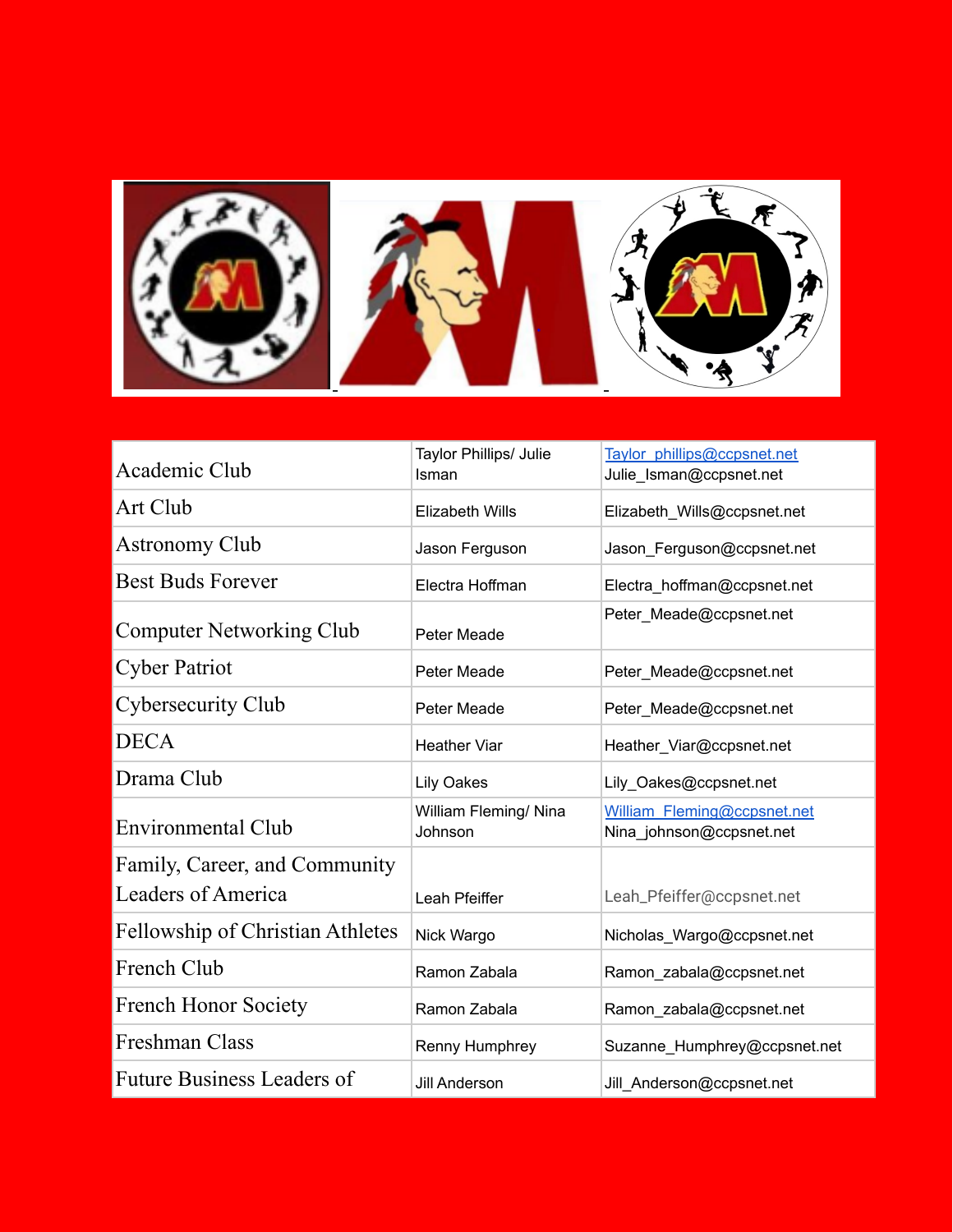| | | |
|---|---|---|
| Academic Club | Taylor Phillips/ Julie Isman | Taylor_phillips@ccpsnet.net Julie_Isman@ccpsnet.net |
| Art Club | Elizabeth Wills | Elizabeth_Wills@ccpsnet.net |
| Astronomy Club | Jason Ferguson | Jason_Ferguson@ccpsnet.net |
| Best Buds Forever | Electra Hoffman | Electra_hoffman@ccpsnet.net |
| Computer Networking Club | Peter Meade | Peter_Meade@ccpsnet.net |
| Cyber Patriot | Peter Meade | Peter_Meade@ccpsnet.net |
| Cybersecurity Club | Peter Meade | Peter_Meade@ccpsnet.net |
| DECA | Heather Viar | Heather_Viar@ccpsnet.net |
| Drama Club | Lily Oakes | Lily_Oakes@ccpsnet.net |
| Environmental Club | William Fleming/ Nina Johnson | William_Fleming@ccpsnet.net Nina_johnson@ccpsnet.net |
| Family, Career, and Community Leaders of America | Leah Pfeiffer | Leah_Pfeiffer@ccpsnet.net |
| Fellowship of Christian Athletes | Nick Wargo | Nicholas_Wargo@ccpsnet.net |
| French Club | Ramon Zabala | Ramon_zabala@ccpsnet.net |
| French Honor Society | Ramon Zabala | Ramon_zabala@ccpsnet.net |
| Freshman Class | Renny Humphrey | Suzanne_Humphrey@ccpsnet.net |
| Future Business Leaders of | Jill Anderson | Jill_Anderson@ccpsnet.net |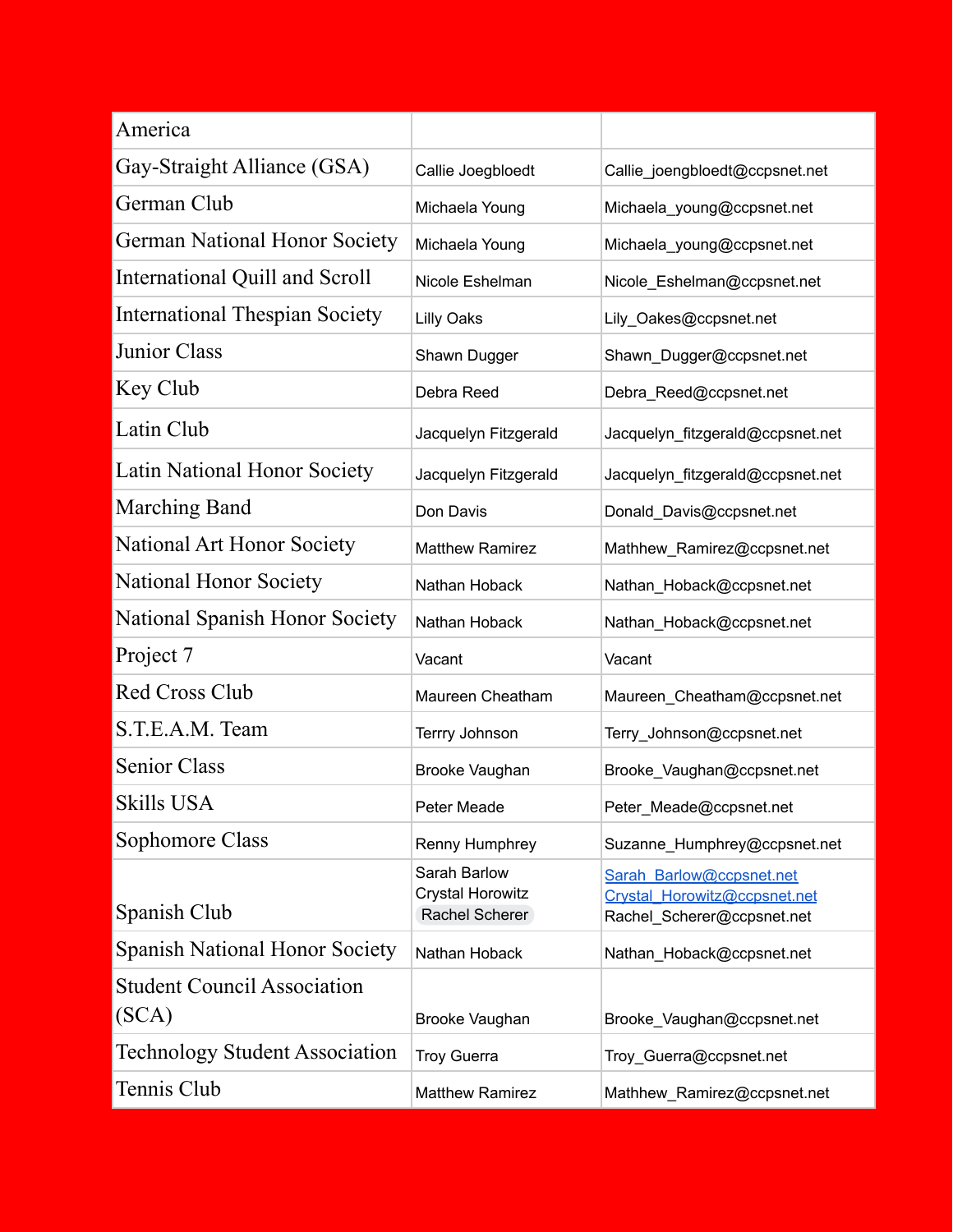| | | |
|---|---|---|
| America | | |
| Gay-Straight Alliance (GSA) | Callie Joegbloedt | Callie_joengbloedt@ccpsnet.net |
| German Club | Michaela Young | Michaela_young@ccpsnet.net |
| German National Honor Society | Michaela Young | Michaela_young@ccpsnet.net |
| International Quill and Scroll | Nicole Eshelman | Nicole_Eshelman@ccpsnet.net |
| International Thespian Society | Lilly Oaks | Lily_Oakes@ccpsnet.net |
| Junior Class | Shawn Dugger | Shawn_Dugger@ccpsnet.net |
| Key Club | Debra Reed | Debra_Reed@ccpsnet.net |
| Latin Club | Jacquelyn Fitzgerald | Jacquelyn_fitzgerald@ccpsnet.net |
| Latin National Honor Society | Jacquelyn Fitzgerald | Jacquelyn_fitzgerald@ccpsnet.net |
| Marching Band | Don Davis | Donald_Davis@ccpsnet.net |
| National Art Honor Society | Matthew Ramirez | Mathhew_Ramirez@ccpsnet.net |
| National Honor Society | Nathan Hoback | Nathan_Hoback@ccpsnet.net |
| National Spanish Honor Society | Nathan Hoback | Nathan_Hoback@ccpsnet.net |
| Project 7 | Vacant | Vacant |
| Red Cross Club | Maureen Cheatham | Maureen_Cheatham@ccpsnet.net |
| S.T.E.A.M. Team | Terrry Johnson | Terry_Johnson@ccpsnet.net |
| Senior Class | Brooke Vaughan | Brooke_Vaughan@ccpsnet.net |
| Skills USA | Peter Meade | Peter_Meade@ccpsnet.net |
| Sophomore Class | Renny Humphrey | Suzanne_Humphrey@ccpsnet.net |
| Spanish Club | Sarah Barlow<br>Crystal Horowitz<br>Rachel Scherer | Sarah_Barlow@ccpsnet.net<br>Crystal_Horowitz@ccpsnet.net<br>Rachel_Scherer@ccpsnet.net |
| Spanish National Honor Society | Nathan Hoback | Nathan_Hoback@ccpsnet.net |
| Student Council Association (SCA) | Brooke Vaughan | Brooke_Vaughan@ccpsnet.net |
| Technology Student Association | Troy Guerra | Troy_Guerra@ccpsnet.net |
| Tennis Club | Matthew Ramirez | Mathhew_Ramirez@ccpsnet.net |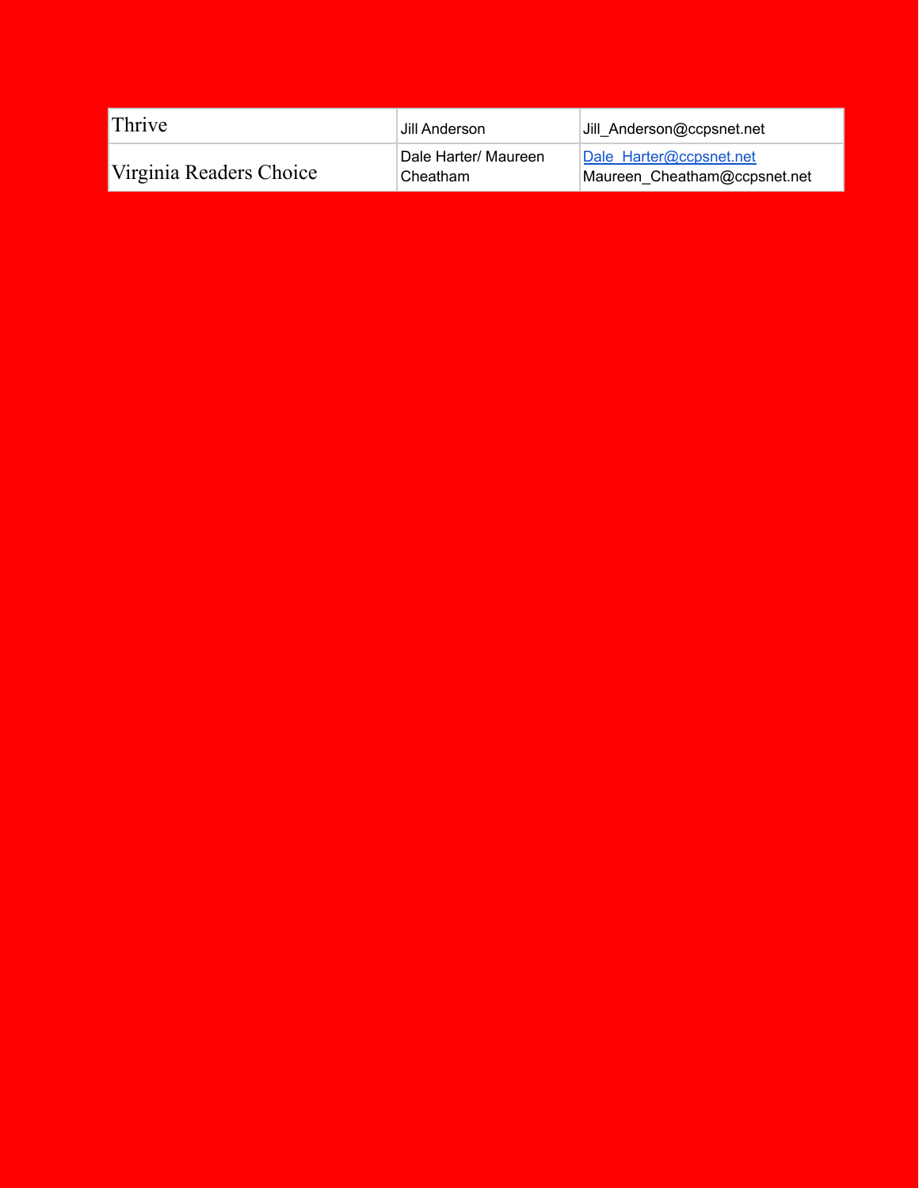| | | |
|---|---|---|
| Thrive | Jill Anderson | Jill_Anderson@ccpsnet.net |
| Virginia Readers Choice | Dale Harter/ Maureen Cheatham | Dale_Harter@ccpsnet.net Maureen_Cheatham@ccpsnet.net |